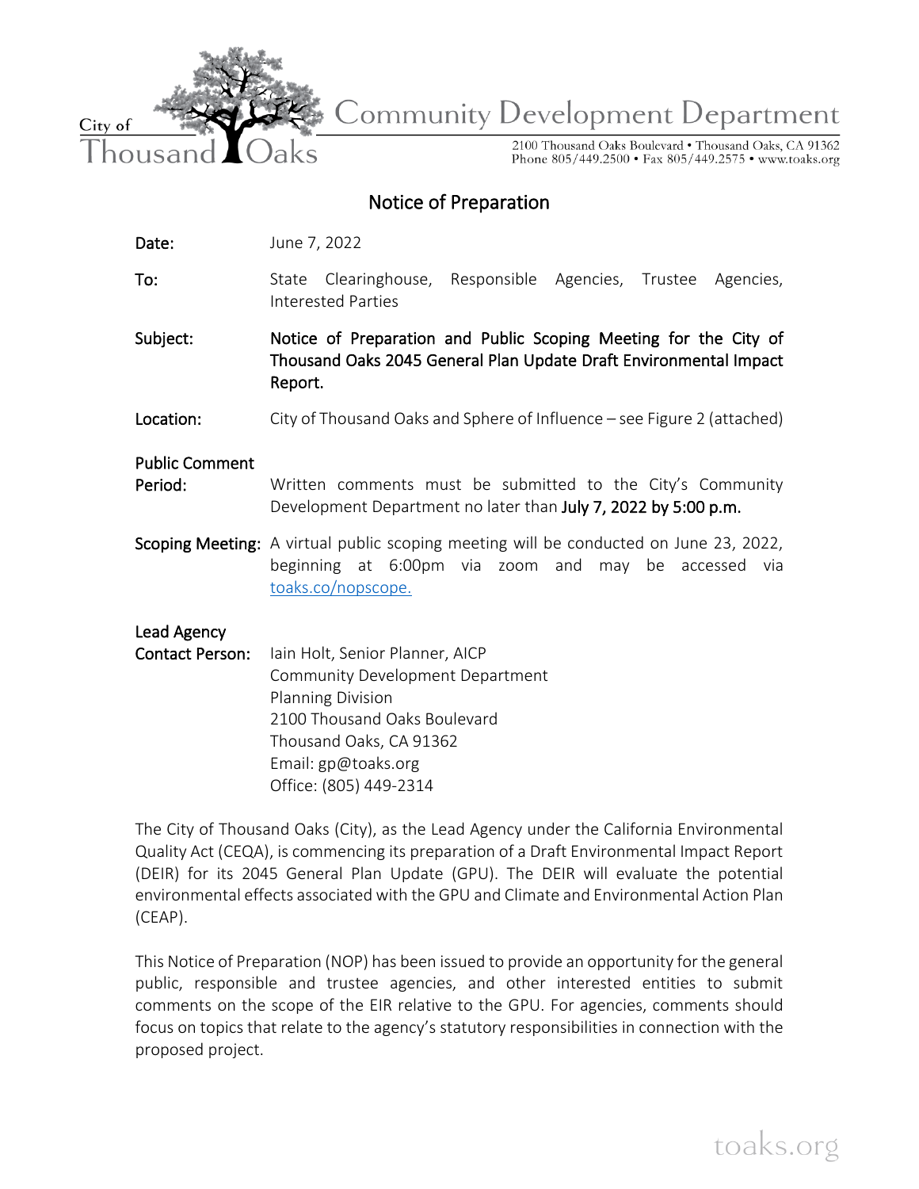City of Thousand Oaks

Community Development Department

2100 Thousand Oaks Boulevard • Thousand Oaks, CA 91362
Phone 805/449.2500 • Fax 805/449.2575 • www.toaks.org

# Notice of Preparation

**Date:** June 7, 2022

**To:** State Clearinghouse, Responsible Agencies, Trustee Agencies, Interested Parties

**Subject:** **Notice of Preparation and Public Scoping Meeting for the City of Thousand Oaks 2045 General Plan Update Draft Environmental Impact Report.**

**Location:** City of Thousand Oaks and Sphere of Influence – see Figure 2 (attached)

**Public Comment Period:** Written comments must be submitted to the City's Community Development Department no later than **July 7, 2022 by 5:00 p.m.**

**Scoping Meeting:** A virtual public scoping meeting will be conducted on June 23, 2022, beginning at 6:00pm via zoom and may be accessed via toaks.co/nopscope.

**Lead Agency Contact Person:** Iain Holt, Senior Planner, AICP
Community Development Department
Planning Division
2100 Thousand Oaks Boulevard
Thousand Oaks, CA 91362
Email: gp@toaks.org
Office: (805) 449-2314

The City of Thousand Oaks (City), as the Lead Agency under the California Environmental Quality Act (CEQA), is commencing its preparation of a Draft Environmental Impact Report (DEIR) for its 2045 General Plan Update (GPU). The DEIR will evaluate the potential environmental effects associated with the GPU and Climate and Environmental Action Plan (CEAP).

This Notice of Preparation (NOP) has been issued to provide an opportunity for the general public, responsible and trustee agencies, and other interested entities to submit comments on the scope of the EIR relative to the GPU. For agencies, comments should focus on topics that relate to the agency's statutory responsibilities in connection with the proposed project.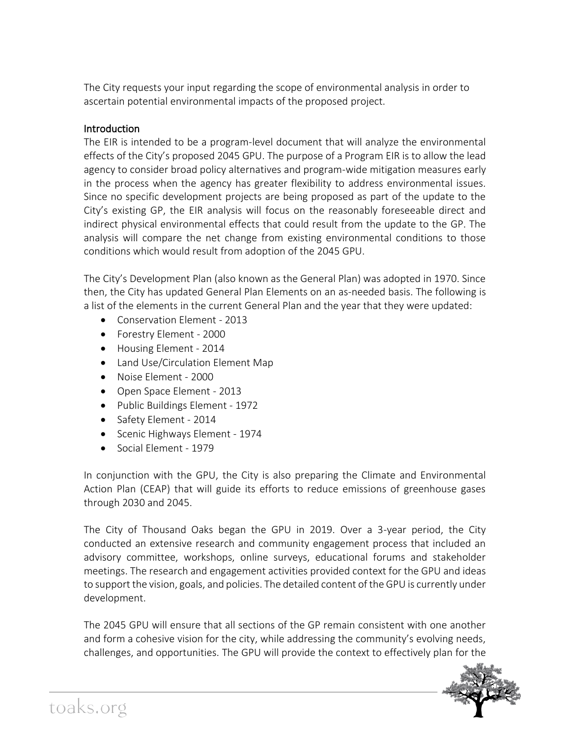The City requests your input regarding the scope of environmental analysis in order to ascertain potential environmental impacts of the proposed project.

## Introduction

The EIR is intended to be a program-level document that will analyze the environmental effects of the City's proposed 2045 GPU. The purpose of a Program EIR is to allow the lead agency to consider broad policy alternatives and program-wide mitigation measures early in the process when the agency has greater flexibility to address environmental issues. Since no specific development projects are being proposed as part of the update to the City's existing GP, the EIR analysis will focus on the reasonably foreseeable direct and indirect physical environmental effects that could result from the update to the GP. The analysis will compare the net change from existing environmental conditions to those conditions which would result from adoption of the 2045 GPU.

The City's Development Plan (also known as the General Plan) was adopted in 1970. Since then, the City has updated General Plan Elements on an as-needed basis. The following is a list of the elements in the current General Plan and the year that they were updated:

- Conservation Element - 2013
- Forestry Element - 2000
- Housing Element - 2014
- Land Use/Circulation Element Map
- Noise Element - 2000
- Open Space Element - 2013
- Public Buildings Element - 1972
- Safety Element - 2014
- Scenic Highways Element - 1974
- Social Element - 1979

In conjunction with the GPU, the City is also preparing the Climate and Environmental Action Plan (CEAP) that will guide its efforts to reduce emissions of greenhouse gases through 2030 and 2045.

The City of Thousand Oaks began the GPU in 2019. Over a 3-year period, the City conducted an extensive research and community engagement process that included an advisory committee, workshops, online surveys, educational forums and stakeholder meetings. The research and engagement activities provided context for the GPU and ideas to support the vision, goals, and policies. The detailed content of the GPU is currently under development.

The 2045 GPU will ensure that all sections of the GP remain consistent with one another and form a cohesive vision for the city, while addressing the community's evolving needs, challenges, and opportunities. The GPU will provide the context to effectively plan for the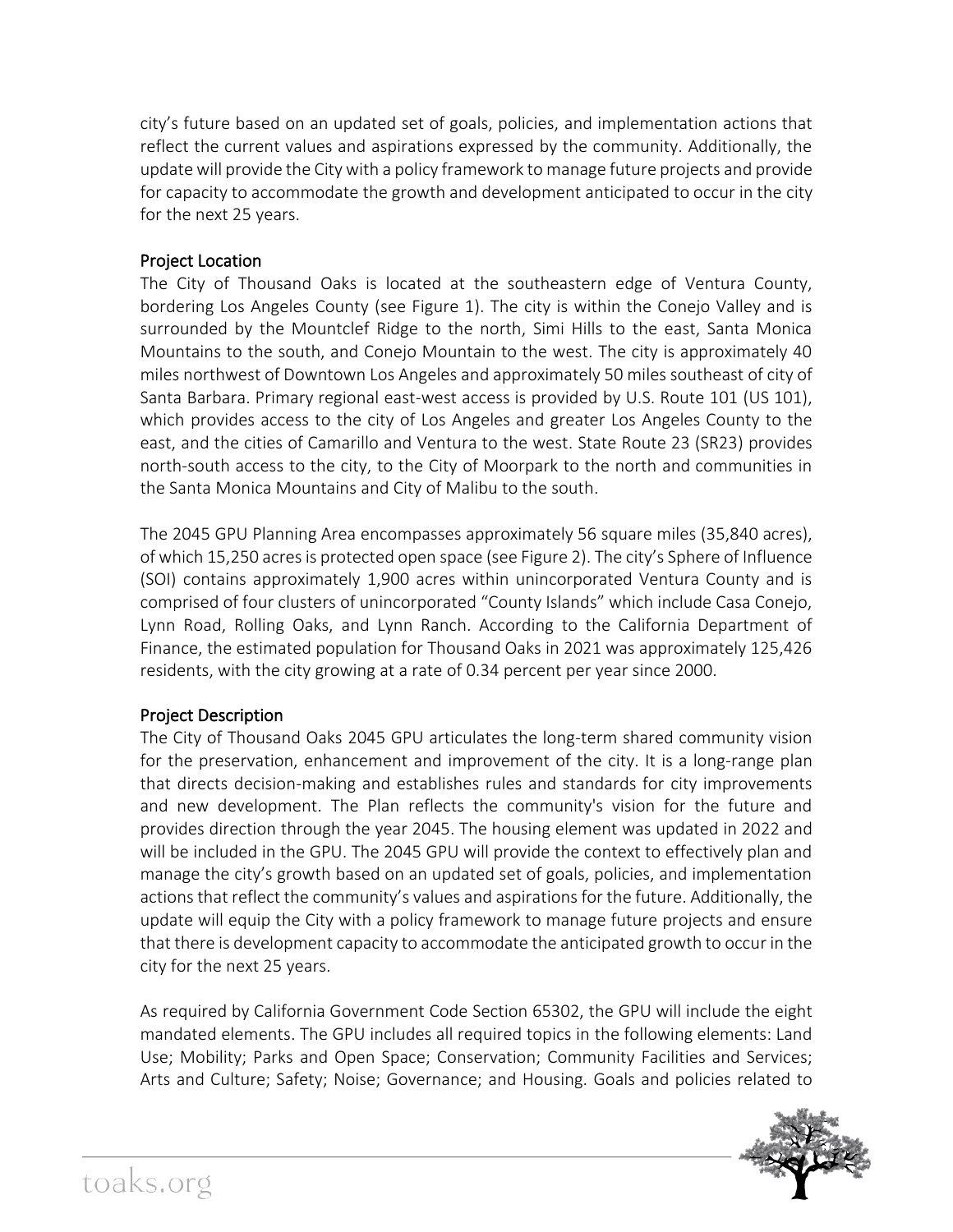city's future based on an updated set of goals, policies, and implementation actions that reflect the current values and aspirations expressed by the community. Additionally, the update will provide the City with a policy framework to manage future projects and provide for capacity to accommodate the growth and development anticipated to occur in the city for the next 25 years.

## Project Location

The City of Thousand Oaks is located at the southeastern edge of Ventura County, bordering Los Angeles County (see Figure 1). The city is within the Conejo Valley and is surrounded by the Mountclef Ridge to the north, Simi Hills to the east, Santa Monica Mountains to the south, and Conejo Mountain to the west. The city is approximately 40 miles northwest of Downtown Los Angeles and approximately 50 miles southeast of city of Santa Barbara. Primary regional east-west access is provided by U.S. Route 101 (US 101), which provides access to the city of Los Angeles and greater Los Angeles County to the east, and the cities of Camarillo and Ventura to the west. State Route 23 (SR23) provides north-south access to the city, to the City of Moorpark to the north and communities in the Santa Monica Mountains and City of Malibu to the south.

The 2045 GPU Planning Area encompasses approximately 56 square miles (35,840 acres), of which 15,250 acres is protected open space (see Figure 2). The city's Sphere of Influence (SOI) contains approximately 1,900 acres within unincorporated Ventura County and is comprised of four clusters of unincorporated "County Islands" which include Casa Conejo, Lynn Road, Rolling Oaks, and Lynn Ranch. According to the California Department of Finance, the estimated population for Thousand Oaks in 2021 was approximately 125,426 residents, with the city growing at a rate of 0.34 percent per year since 2000.

## Project Description

The City of Thousand Oaks 2045 GPU articulates the long-term shared community vision for the preservation, enhancement and improvement of the city. It is a long-range plan that directs decision-making and establishes rules and standards for city improvements and new development. The Plan reflects the community's vision for the future and provides direction through the year 2045. The housing element was updated in 2022 and will be included in the GPU. The 2045 GPU will provide the context to effectively plan and manage the city's growth based on an updated set of goals, policies, and implementation actions that reflect the community's values and aspirations for the future. Additionally, the update will equip the City with a policy framework to manage future projects and ensure that there is development capacity to accommodate the anticipated growth to occur in the city for the next 25 years.

As required by California Government Code Section 65302, the GPU will include the eight mandated elements. The GPU includes all required topics in the following elements: Land Use; Mobility; Parks and Open Space; Conservation; Community Facilities and Services; Arts and Culture; Safety; Noise; Governance; and Housing. Goals and policies related to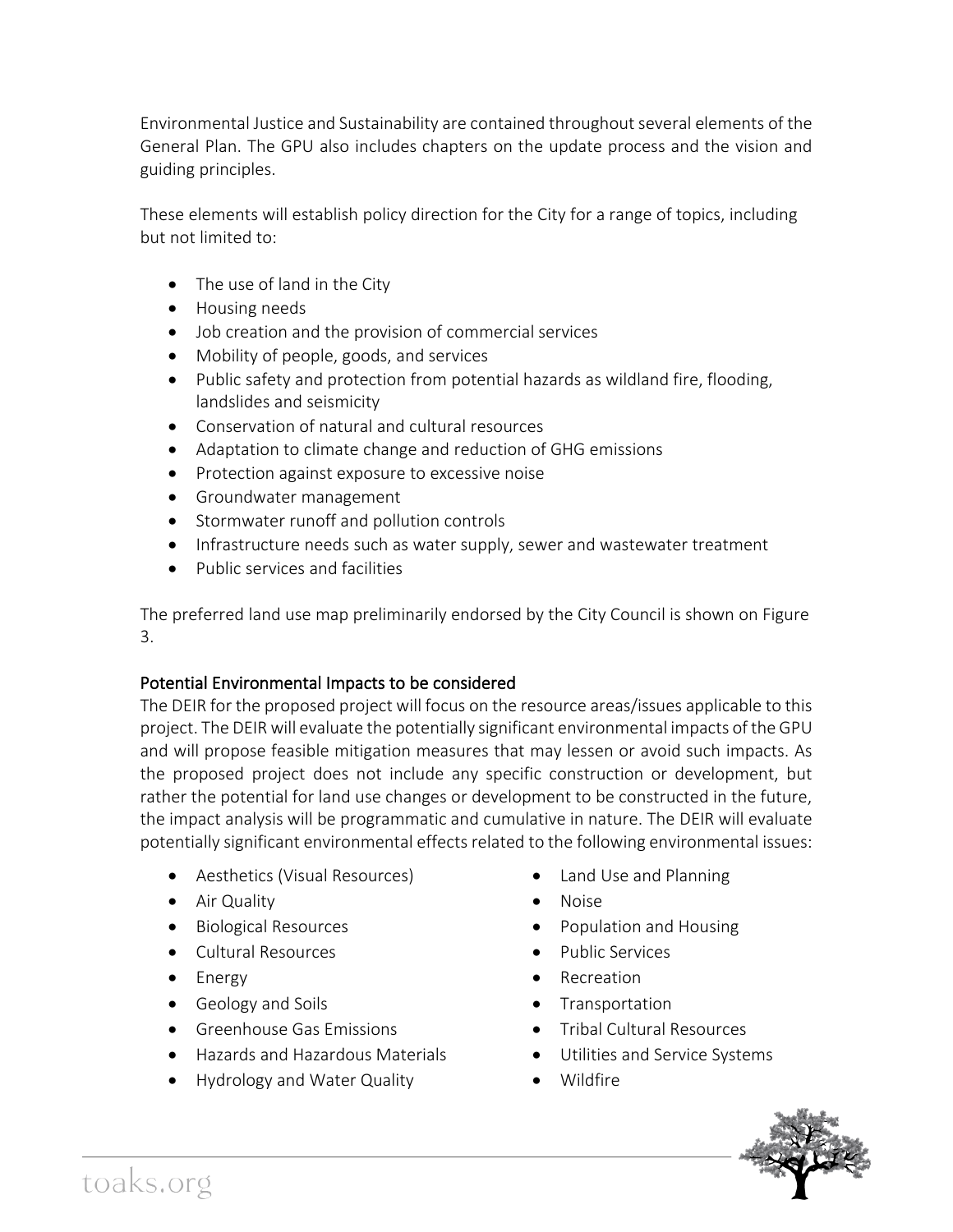Environmental Justice and Sustainability are contained throughout several elements of the General Plan. The GPU also includes chapters on the update process and the vision and guiding principles.

These elements will establish policy direction for the City for a range of topics, including but not limited to:

- The use of land in the City
- Housing needs
- Job creation and the provision of commercial services
- Mobility of people, goods, and services
- Public safety and protection from potential hazards as wildland fire, flooding, landslides and seismicity
- Conservation of natural and cultural resources
- Adaptation to climate change and reduction of GHG emissions
- Protection against exposure to excessive noise
- Groundwater management
- Stormwater runoff and pollution controls
- Infrastructure needs such as water supply, sewer and wastewater treatment
- Public services and facilities

The preferred land use map preliminarily endorsed by the City Council is shown on Figure 3.

## Potential Environmental Impacts to be considered

The DEIR for the proposed project will focus on the resource areas/issues applicable to this project. The DEIR will evaluate the potentially significant environmental impacts of the GPU and will propose feasible mitigation measures that may lessen or avoid such impacts. As the proposed project does not include any specific construction or development, but rather the potential for land use changes or development to be constructed in the future, the impact analysis will be programmatic and cumulative in nature. The DEIR will evaluate potentially significant environmental effects related to the following environmental issues:

- Aesthetics (Visual Resources)
- Air Quality
- Biological Resources
- Cultural Resources
- Energy
- Geology and Soils
- Greenhouse Gas Emissions
- Hazards and Hazardous Materials
- Hydrology and Water Quality
- Land Use and Planning
- Noise
- Population and Housing
- Public Services
- Recreation
- Transportation
- Tribal Cultural Resources
- Utilities and Service Systems
- Wildfire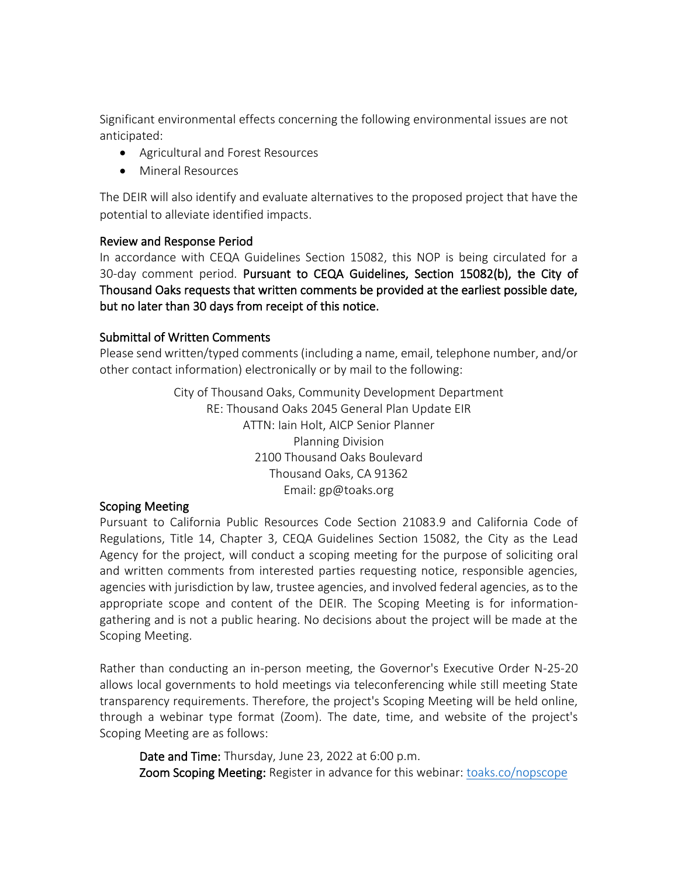Significant environmental effects concerning the following environmental issues are not anticipated:

- Agricultural and Forest Resources
- Mineral Resources

The DEIR will also identify and evaluate alternatives to the proposed project that have the potential to alleviate identified impacts.

### Review and Response Period

In accordance with CEQA Guidelines Section 15082, this NOP is being circulated for a 30-day comment period. **Pursuant to CEQA Guidelines, Section 15082(b), the City of Thousand Oaks requests that written comments be provided at the earliest possible date, but no later than 30 days from receipt of this notice.**

### Submittal of Written Comments

Please send written/typed comments (including a name, email, telephone number, and/or other contact information) electronically or by mail to the following:

City of Thousand Oaks, Community Development Department
RE: Thousand Oaks 2045 General Plan Update EIR
ATTN: Iain Holt, AICP Senior Planner
Planning Division
2100 Thousand Oaks Boulevard
Thousand Oaks, CA 91362
Email: gp@toaks.org

### Scoping Meeting

Pursuant to California Public Resources Code Section 21083.9 and California Code of Regulations, Title 14, Chapter 3, CEQA Guidelines Section 15082, the City as the Lead Agency for the project, will conduct a scoping meeting for the purpose of soliciting oral and written comments from interested parties requesting notice, responsible agencies, agencies with jurisdiction by law, trustee agencies, and involved federal agencies, as to the appropriate scope and content of the DEIR. The Scoping Meeting is for information-gathering and is not a public hearing. No decisions about the project will be made at the Scoping Meeting.

Rather than conducting an in-person meeting, the Governor's Executive Order N-25-20 allows local governments to hold meetings via teleconferencing while still meeting State transparency requirements. Therefore, the project's Scoping Meeting will be held online, through a webinar type format (Zoom). The date, time, and website of the project's Scoping Meeting are as follows:

**Date and Time:** Thursday, June 23, 2022 at 6:00 p.m.
**Zoom Scoping Meeting:** Register in advance for this webinar: [toaks.co/nopscope](toaks.co/nopscope)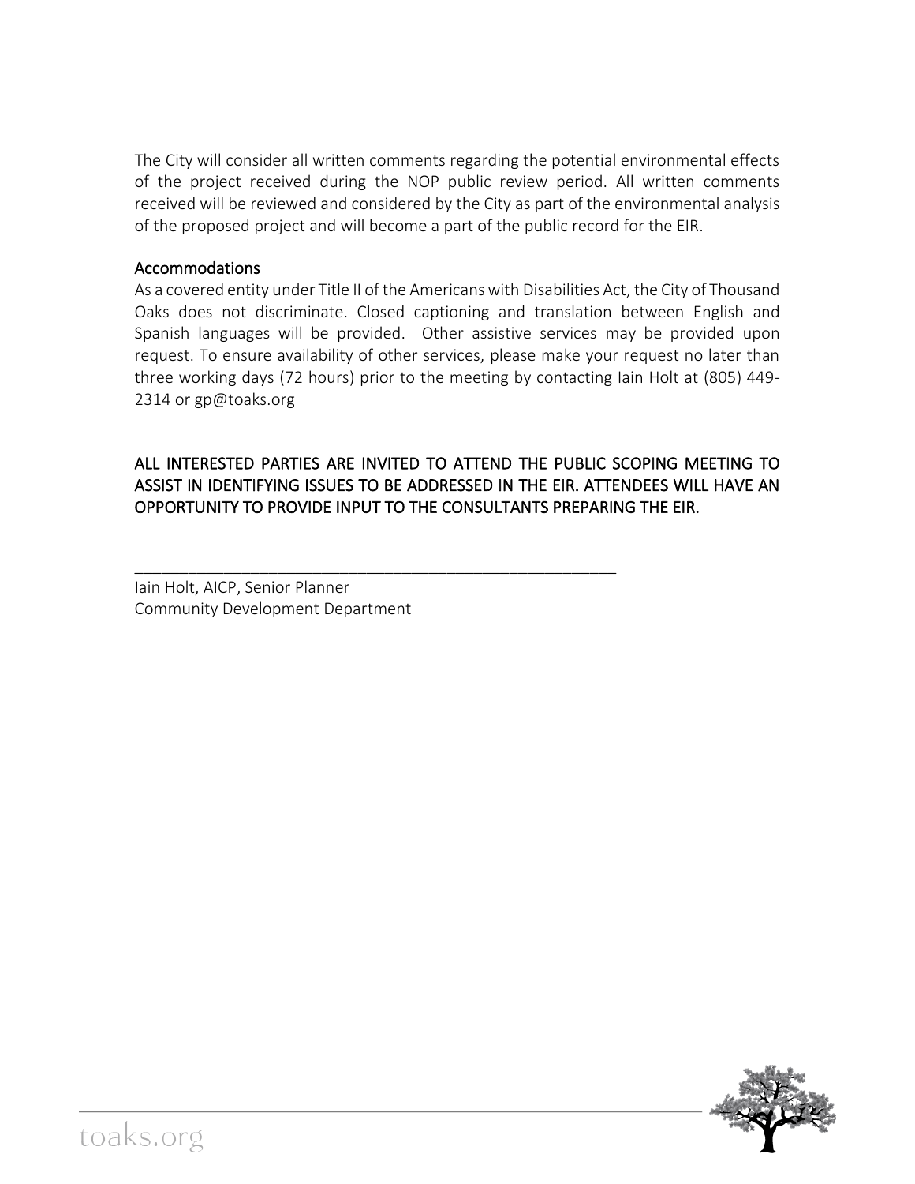The City will consider all written comments regarding the potential environmental effects of the project received during the NOP public review period. All written comments received will be reviewed and considered by the City as part of the environmental analysis of the proposed project and will become a part of the public record for the EIR.

## Accommodations

As a covered entity under Title II of the Americans with Disabilities Act, the City of Thousand Oaks does not discriminate. Closed captioning and translation between English and Spanish languages will be provided. Other assistive services may be provided upon request. To ensure availability of other services, please make your request no later than three working days (72 hours) prior to the meeting by contacting Iain Holt at (805) 449-2314 or gp@toaks.org

ALL INTERESTED PARTIES ARE INVITED TO ATTEND THE PUBLIC SCOPING MEETING TO ASSIST IN IDENTIFYING ISSUES TO BE ADDRESSED IN THE EIR. ATTENDEES WILL HAVE AN OPPORTUNITY TO PROVIDE INPUT TO THE CONSULTANTS PREPARING THE EIR.

\_\_\_\_\_\_\_\_\_\_\_\_\_\_\_\_\_\_\_\_\_\_\_\_\_\_\_\_\_\_\_\_\_\_\_\_\_\_\_\_\_\_\_\_\_\_\_\_\_\_\_\_\_\_

Iain Holt, AICP, Senior Planner
Community Development Department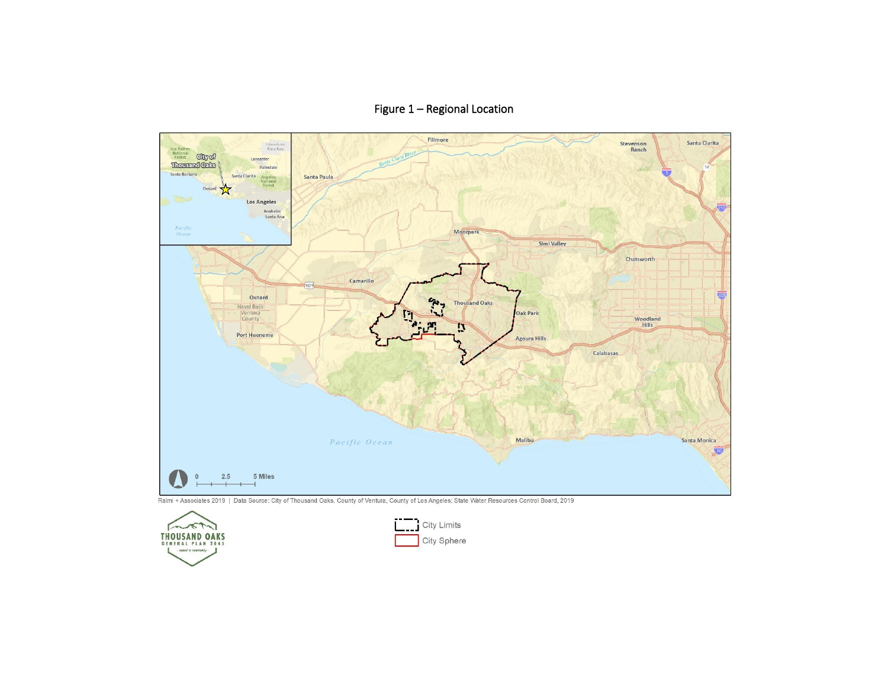# Figure 1 – Regional Location

Raimi + Associates 2019 | Data Source: City of Thousand Oaks, County of Ventura, County of Los Angeles; State Water Resources Control Board, 2019

City Limits

City Sphere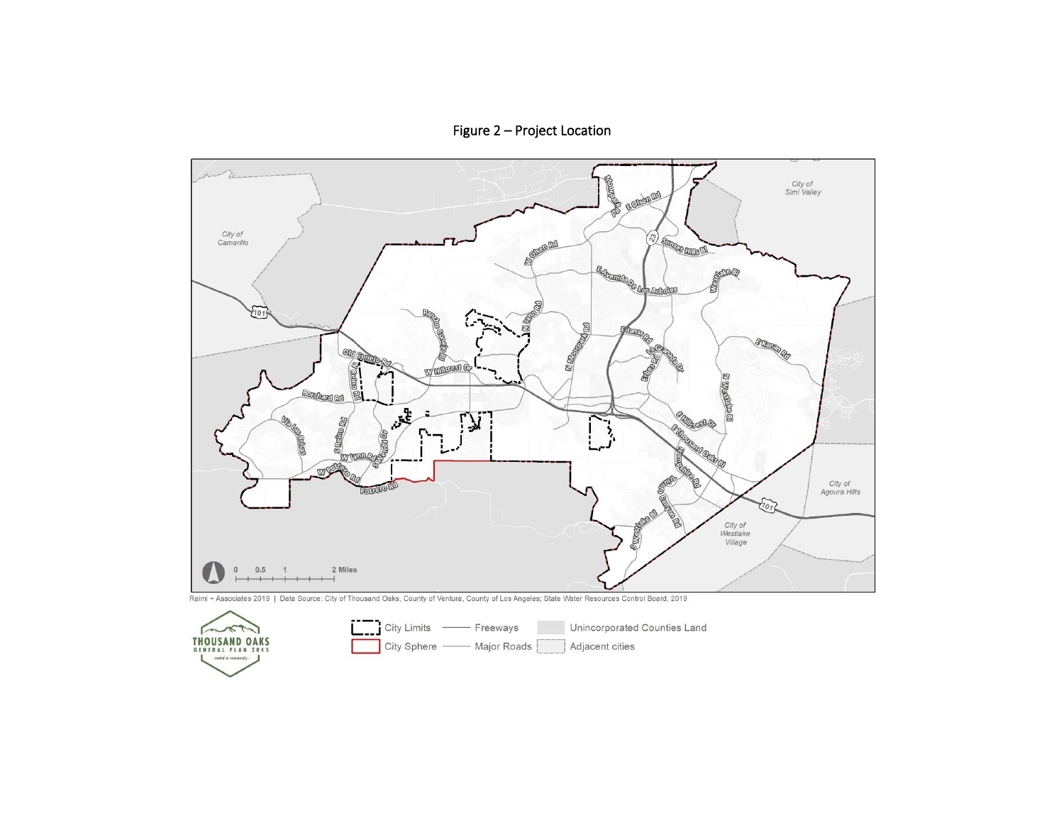# Figure 2 – Project Location

Raimi + Associates 2019 | Data Source: City of Thousand Oaks, County of Ventura, County of Los Angeles; State Water Resources Control Board, 2019

THOUSAND OAKS GENERAL PLAN 2045

City Limits — Freeways — Unincorporated Counties Land

City Sphere — Major Roads — Adjacent cities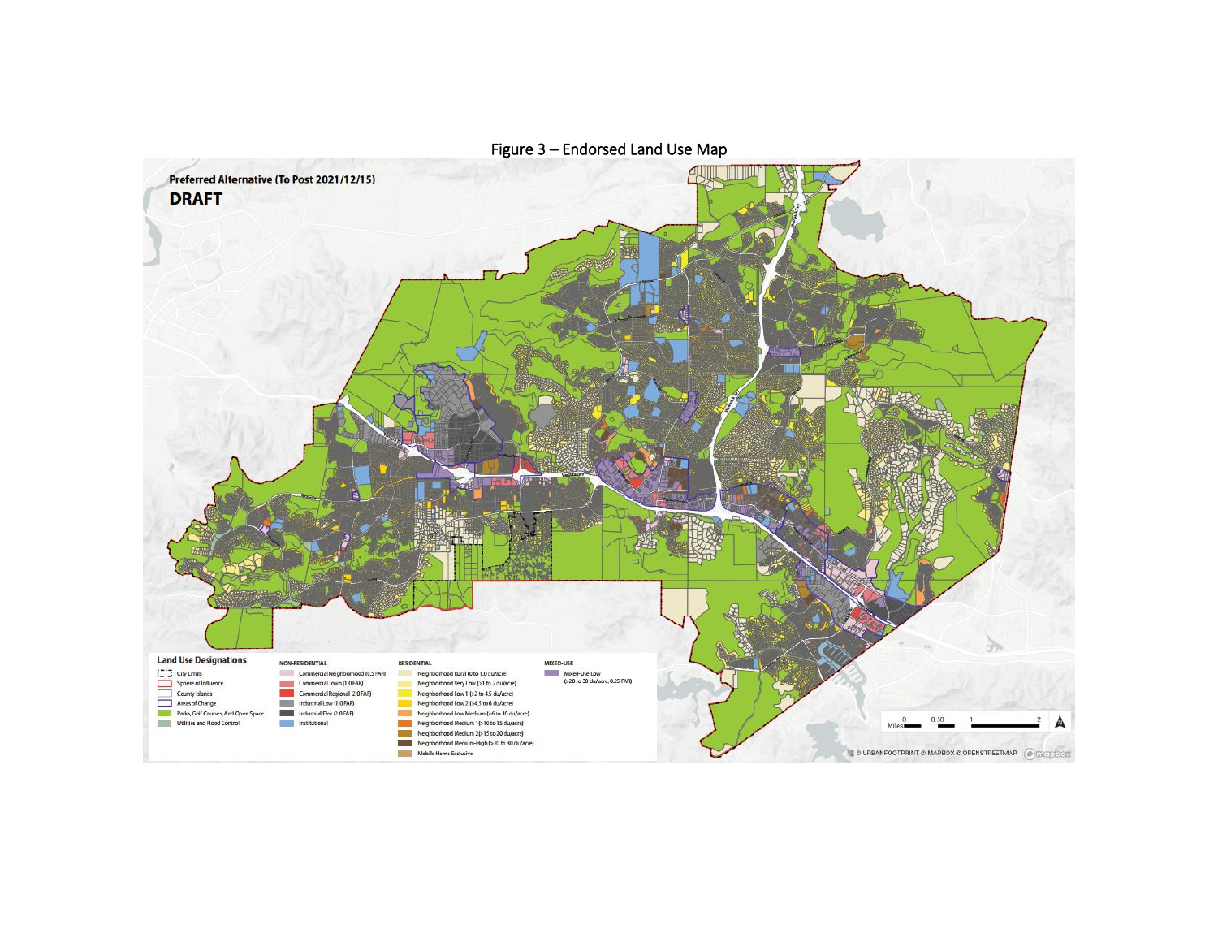Figure 3 – Endorsed Land Use Map

Preferred Alternative (To Post 2021/12/15)

DRAFT

Land Use Designations

City Limits
Sphere of Influence
County Islands
Areas of Change
Parks, Golf Courses, And Open Space
Utilities and Flood Control

NON-RESIDENTIAL

Commercial Neighborhood (0.5 FAR)
Commercial Town (1.0 FAR)
Commercial Regional (2.0 FAR)
Industrial Low (1.0 FAR)
Industrial Flex (2.0 FAR)
Institutional

RESIDENTIAL

Neighborhood Rural (0 to 1.0 du/acre)
Neighborhood Very Low (>1 to 2 du/acre)
Neighborhood Low 1 (>2 to 4.5 du/acre)
Neighborhood Low 2 (>4.5 to 6 du/acre)
Neighborhood Low Medium (>6 to 10 du/acre)
Neighborhood Medium 1 (>10 to 15 du/acre)
Neighborhood Medium 2 (>15 to 20 du/acre)
Neighborhood Medium-High (>20 to 30 du/acre)
Mobile Home Exclusive

MIXED-USE

Mixed-Use Low (>20 to 30 du/acre, 0.25 FAR)

Miles 0 0.50 1 2

© URBANFOOTPRINT © MAPBOX © OPENSTREETMAP mapbox